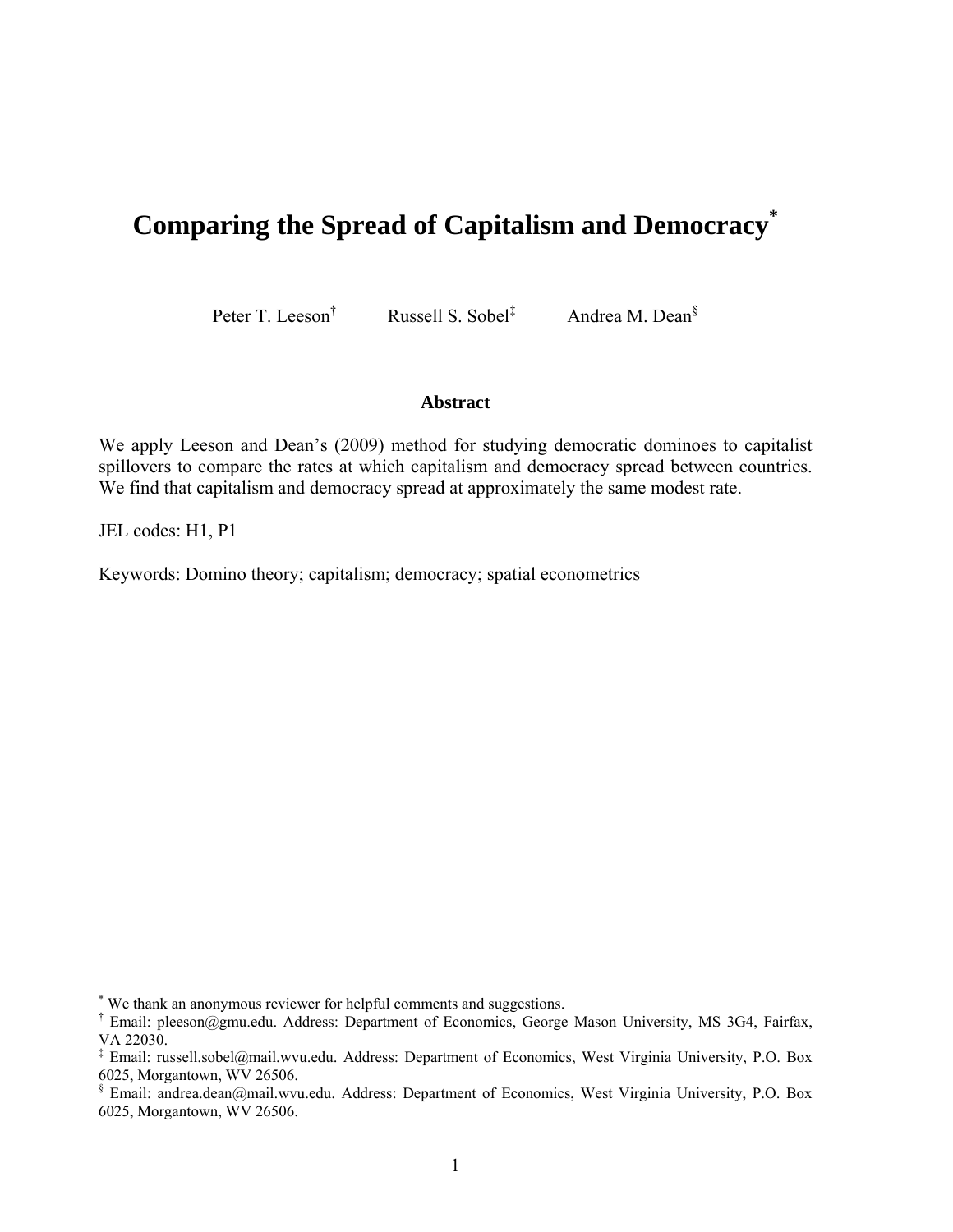# Comparing the Spread of Capitalism and Democracy[*]

Peter T. Leeson[†] Russell S. Sobel[‡] Andrea M. Dean[§]

### Abstract

We apply Leeson and Dean's (2009) method for studying democratic dominoes to capitalist spillovers to compare the rates at which capitalism and democracy spread between countries. We find that capitalism and democracy spread at approximately the same modest rate.

JEL codes: H1, P1

Keywords: Domino theory; capitalism; democracy; spatial econometrics

---

[*] We thank an anonymous reviewer for helpful comments and suggestions.

[†] Email: pleeson@gmu.edu. Address: Department of Economics, George Mason University, MS 3G4, Fairfax, VA 22030.

[‡] Email: russell.sobel@mail.wvu.edu. Address: Department of Economics, West Virginia University, P.O. Box 6025, Morgantown, WV 26506.

[§] Email: andrea.dean@mail.wvu.edu. Address: Department of Economics, West Virginia University, P.O. Box 6025, Morgantown, WV 26506.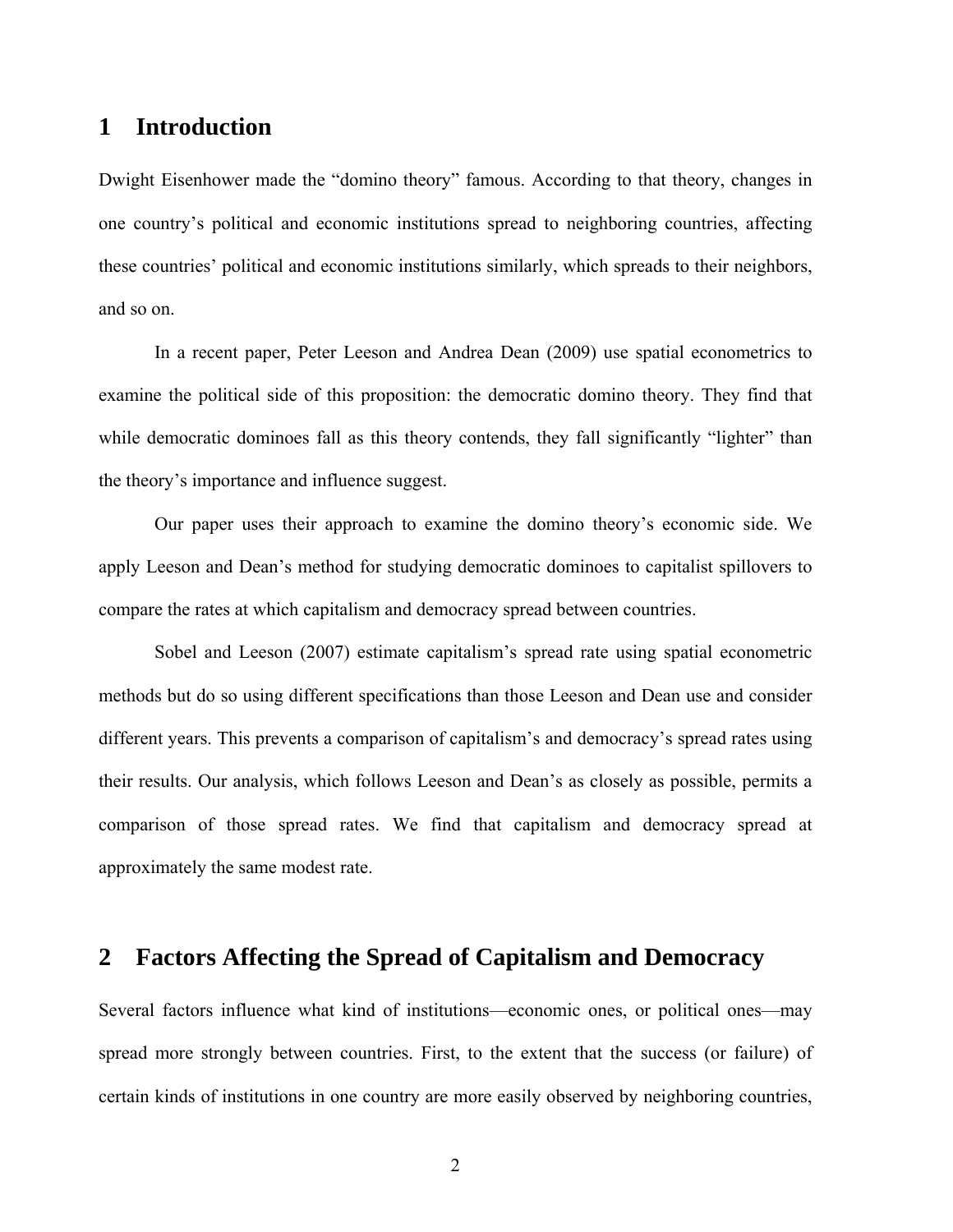## 1 Introduction

Dwight Eisenhower made the "domino theory" famous. According to that theory, changes in one country's political and economic institutions spread to neighboring countries, affecting these countries' political and economic institutions similarly, which spreads to their neighbors, and so on.

In a recent paper, Peter Leeson and Andrea Dean (2009) use spatial econometrics to examine the political side of this proposition: the democratic domino theory. They find that while democratic dominoes fall as this theory contends, they fall significantly "lighter" than the theory's importance and influence suggest.

Our paper uses their approach to examine the domino theory's economic side. We apply Leeson and Dean's method for studying democratic dominoes to capitalist spillovers to compare the rates at which capitalism and democracy spread between countries.

Sobel and Leeson (2007) estimate capitalism's spread rate using spatial econometric methods but do so using different specifications than those Leeson and Dean use and consider different years. This prevents a comparison of capitalism's and democracy's spread rates using their results. Our analysis, which follows Leeson and Dean's as closely as possible, permits a comparison of those spread rates. We find that capitalism and democracy spread at approximately the same modest rate.

## 2 Factors Affecting the Spread of Capitalism and Democracy

Several factors influence what kind of institutions—economic ones, or political ones—may spread more strongly between countries. First, to the extent that the success (or failure) of certain kinds of institutions in one country are more easily observed by neighboring countries,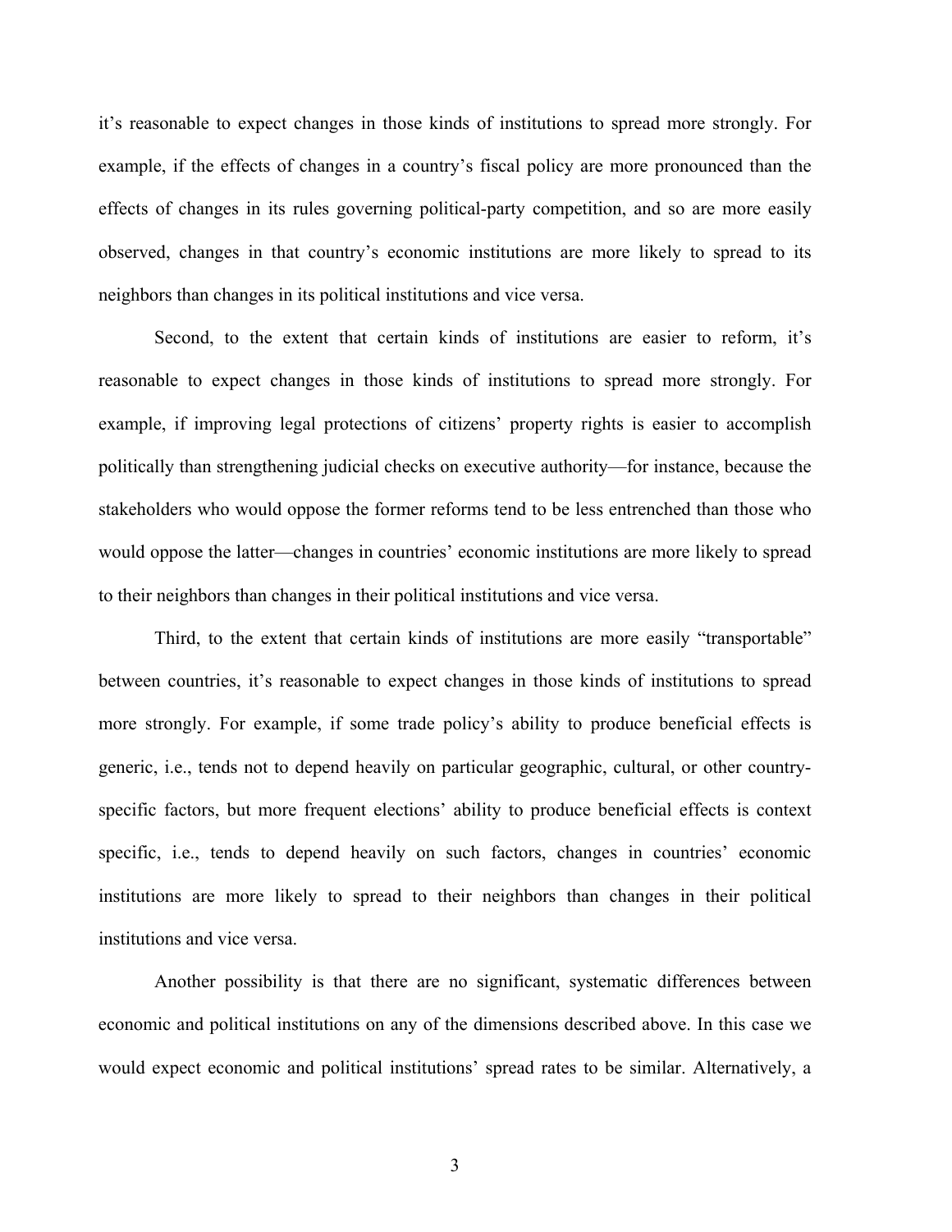it's reasonable to expect changes in those kinds of institutions to spread more strongly. For example, if the effects of changes in a country's fiscal policy are more pronounced than the effects of changes in its rules governing political-party competition, and so are more easily observed, changes in that country's economic institutions are more likely to spread to its neighbors than changes in its political institutions and vice versa.

Second, to the extent that certain kinds of institutions are easier to reform, it's reasonable to expect changes in those kinds of institutions to spread more strongly. For example, if improving legal protections of citizens' property rights is easier to accomplish politically than strengthening judicial checks on executive authority—for instance, because the stakeholders who would oppose the former reforms tend to be less entrenched than those who would oppose the latter—changes in countries' economic institutions are more likely to spread to their neighbors than changes in their political institutions and vice versa.

Third, to the extent that certain kinds of institutions are more easily "transportable" between countries, it's reasonable to expect changes in those kinds of institutions to spread more strongly. For example, if some trade policy's ability to produce beneficial effects is generic, i.e., tends not to depend heavily on particular geographic, cultural, or other country-specific factors, but more frequent elections' ability to produce beneficial effects is context specific, i.e., tends to depend heavily on such factors, changes in countries' economic institutions are more likely to spread to their neighbors than changes in their political institutions and vice versa.

Another possibility is that there are no significant, systematic differences between economic and political institutions on any of the dimensions described above. In this case we would expect economic and political institutions' spread rates to be similar. Alternatively, a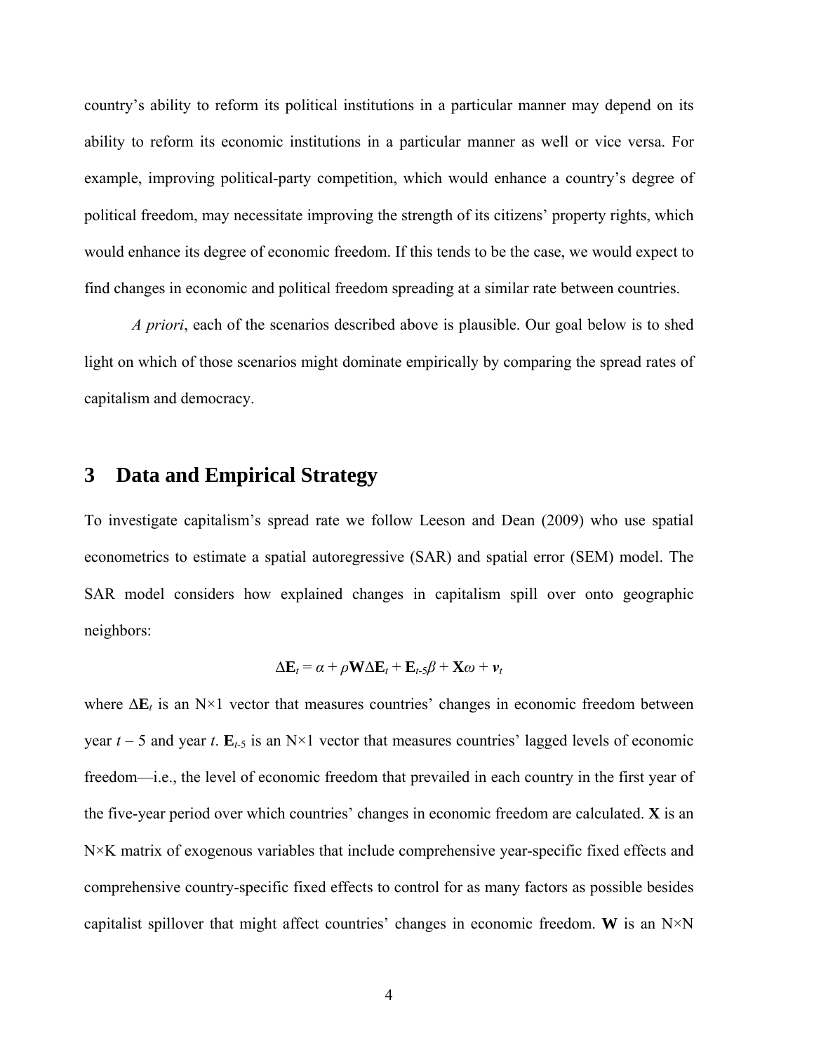country's ability to reform its political institutions in a particular manner may depend on its ability to reform its economic institutions in a particular manner as well or vice versa. For example, improving political-party competition, which would enhance a country's degree of political freedom, may necessitate improving the strength of its citizens' property rights, which would enhance its degree of economic freedom. If this tends to be the case, we would expect to find changes in economic and political freedom spreading at a similar rate between countries.

*A priori*, each of the scenarios described above is plausible. Our goal below is to shed light on which of those scenarios might dominate empirically by comparing the spread rates of capitalism and democracy.

## 3 Data and Empirical Strategy

To investigate capitalism's spread rate we follow Leeson and Dean (2009) who use spatial econometrics to estimate a spatial autoregressive (SAR) and spatial error (SEM) model. The SAR model considers how explained changes in capitalism spill over onto geographic neighbors:

$$\Delta\mathbf{E}_t = \alpha + \rho\mathbf{W}\Delta\mathbf{E}_t + \mathbf{E}_{t\text{-}5}\beta + \mathbf{X}\omega + \boldsymbol{v}_t$$

where $\Delta\mathbf{E}_t$ is an N×1 vector that measures countries' changes in economic freedom between year $t$ – 5 and year $t$. $\mathbf{E}_{t\text{-}5}$ is an N×1 vector that measures countries' lagged levels of economic freedom—i.e., the level of economic freedom that prevailed in each country in the first year of the five-year period over which countries' changes in economic freedom are calculated. $\mathbf{X}$ is an N×K matrix of exogenous variables that include comprehensive year-specific fixed effects and comprehensive country-specific fixed effects to control for as many factors as possible besides capitalist spillover that might affect countries' changes in economic freedom. $\mathbf{W}$ is an N×N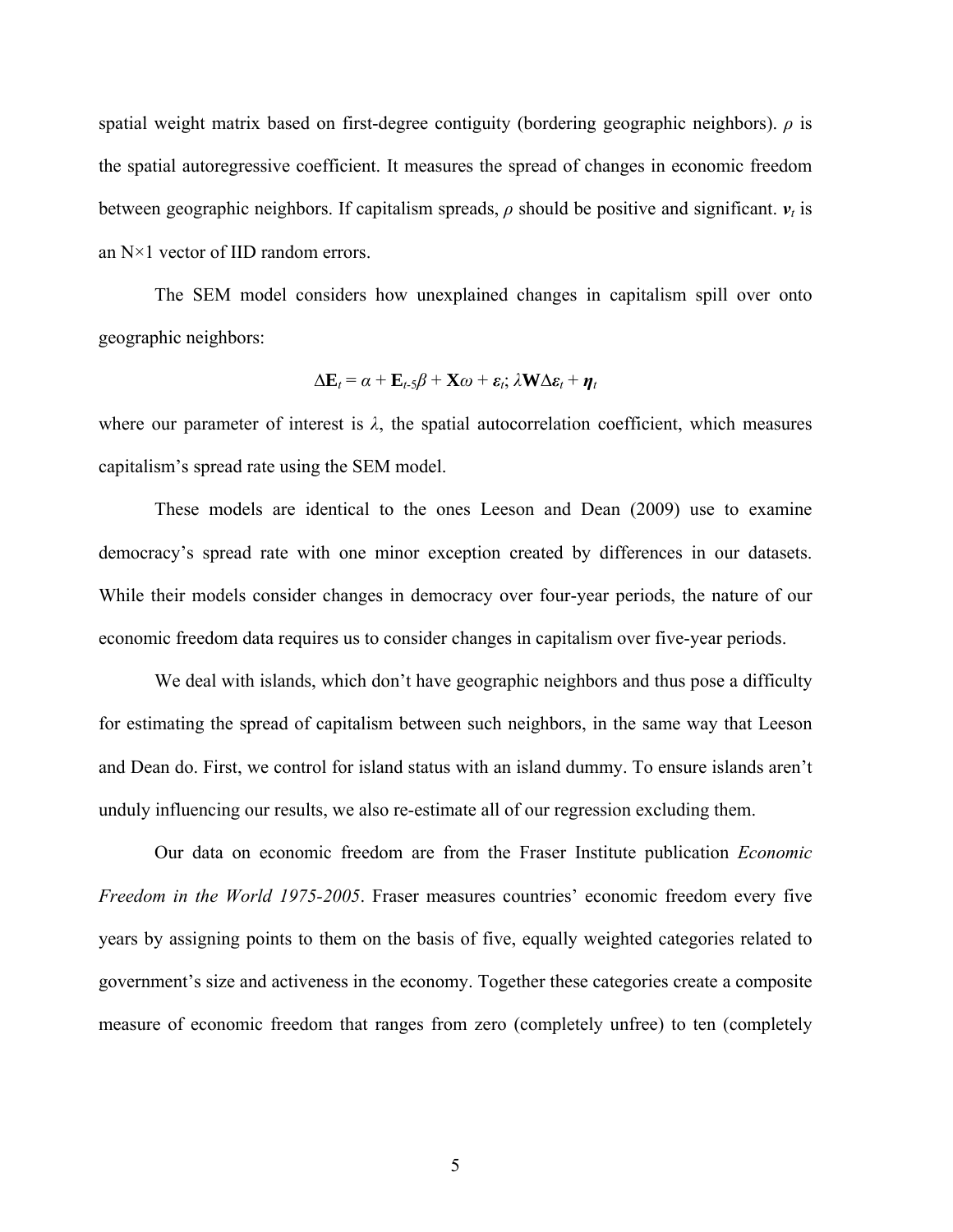spatial weight matrix based on first-degree contiguity (bordering geographic neighbors). $\rho$ is the spatial autoregressive coefficient. It measures the spread of changes in economic freedom between geographic neighbors. If capitalism spreads, $\rho$ should be positive and significant. $\boldsymbol{v}_t$ is an N×1 vector of IID random errors.

The SEM model considers how unexplained changes in capitalism spill over onto geographic neighbors:

$$\Delta \mathbf{E}_t = \alpha + \mathbf{E}_{t\text{-}5}\beta + \mathbf{X}\omega + \boldsymbol{\varepsilon}_t;\ \lambda \mathbf{W}\Delta\boldsymbol{\varepsilon}_t + \boldsymbol{\eta}_t$$

where our parameter of interest is $\lambda$, the spatial autocorrelation coefficient, which measures capitalism's spread rate using the SEM model.

These models are identical to the ones Leeson and Dean (2009) use to examine democracy's spread rate with one minor exception created by differences in our datasets. While their models consider changes in democracy over four-year periods, the nature of our economic freedom data requires us to consider changes in capitalism over five-year periods.

We deal with islands, which don't have geographic neighbors and thus pose a difficulty for estimating the spread of capitalism between such neighbors, in the same way that Leeson and Dean do. First, we control for island status with an island dummy. To ensure islands aren't unduly influencing our results, we also re-estimate all of our regression excluding them.

Our data on economic freedom are from the Fraser Institute publication *Economic Freedom in the World 1975-2005*. Fraser measures countries' economic freedom every five years by assigning points to them on the basis of five, equally weighted categories related to government's size and activeness in the economy. Together these categories create a composite measure of economic freedom that ranges from zero (completely unfree) to ten (completely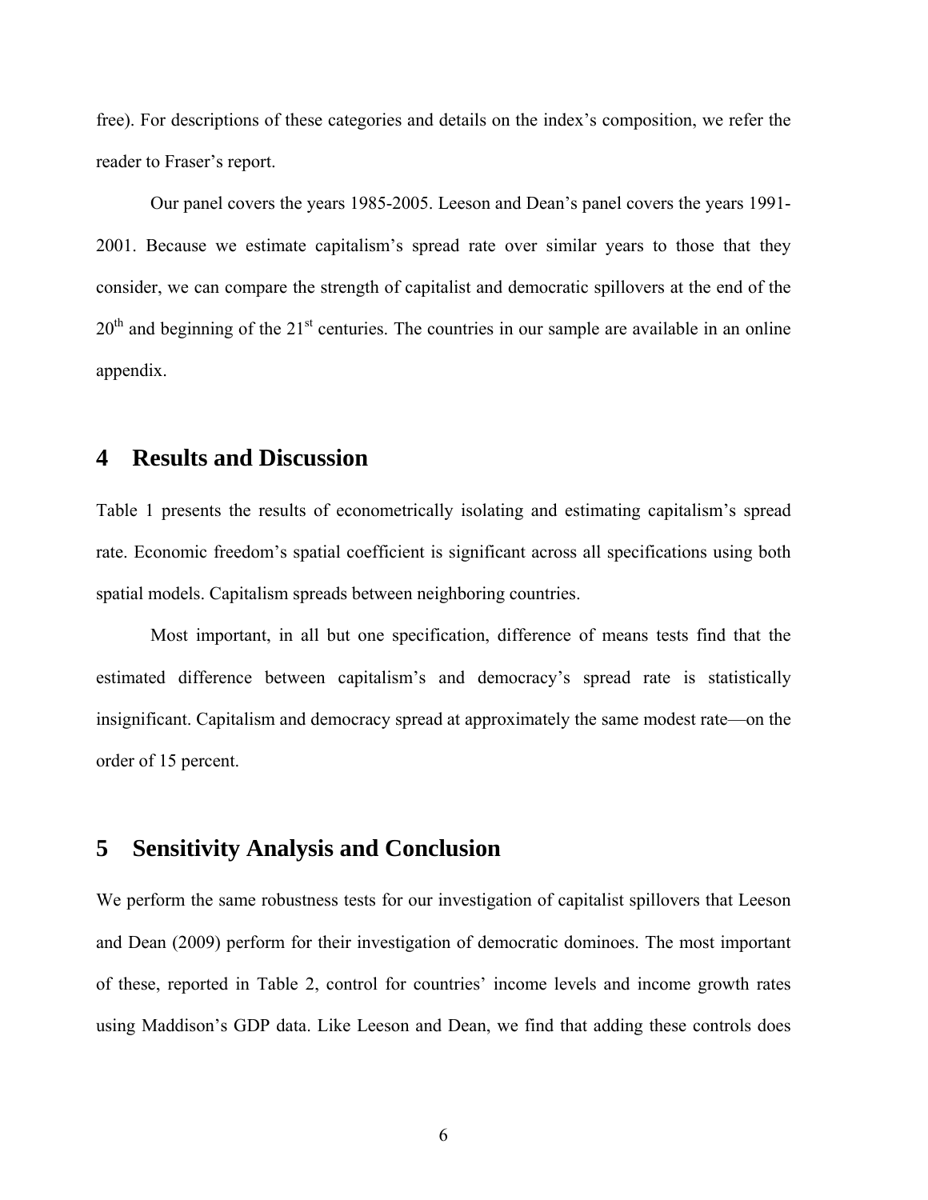free). For descriptions of these categories and details on the index's composition, we refer the reader to Fraser's report.

Our panel covers the years 1985-2005. Leeson and Dean's panel covers the years 1991-2001. Because we estimate capitalism's spread rate over similar years to those that they consider, we can compare the strength of capitalist and democratic spillovers at the end of the 20th and beginning of the 21st centuries. The countries in our sample are available in an online appendix.

## 4 Results and Discussion

Table 1 presents the results of econometrically isolating and estimating capitalism's spread rate. Economic freedom's spatial coefficient is significant across all specifications using both spatial models. Capitalism spreads between neighboring countries.

Most important, in all but one specification, difference of means tests find that the estimated difference between capitalism's and democracy's spread rate is statistically insignificant. Capitalism and democracy spread at approximately the same modest rate—on the order of 15 percent.

## 5 Sensitivity Analysis and Conclusion

We perform the same robustness tests for our investigation of capitalist spillovers that Leeson and Dean (2009) perform for their investigation of democratic dominoes. The most important of these, reported in Table 2, control for countries' income levels and income growth rates using Maddison's GDP data. Like Leeson and Dean, we find that adding these controls does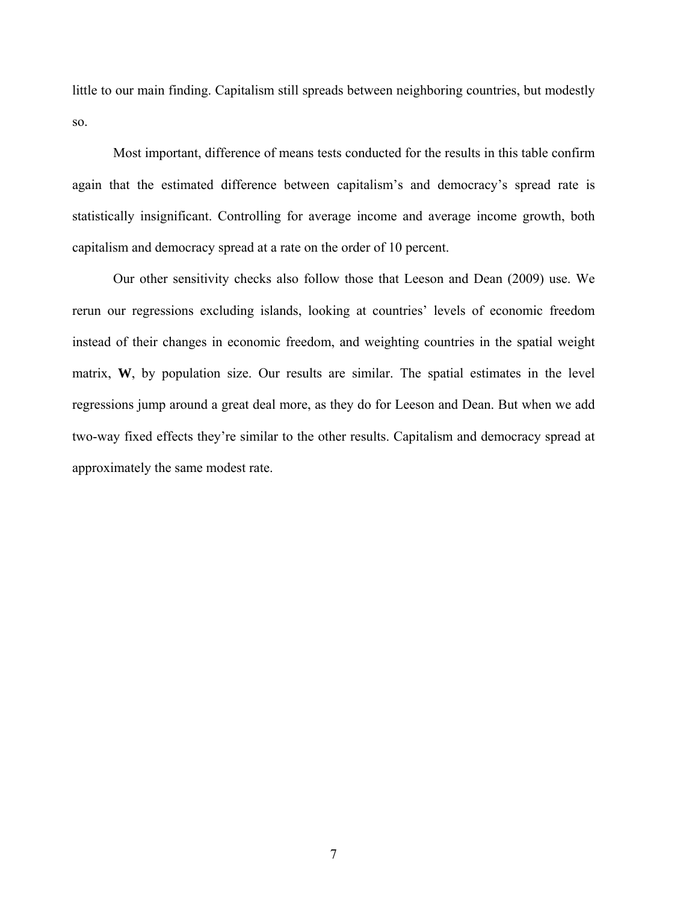little to our main finding. Capitalism still spreads between neighboring countries, but modestly so.

Most important, difference of means tests conducted for the results in this table confirm again that the estimated difference between capitalism's and democracy's spread rate is statistically insignificant. Controlling for average income and average income growth, both capitalism and democracy spread at a rate on the order of 10 percent.

Our other sensitivity checks also follow those that Leeson and Dean (2009) use. We rerun our regressions excluding islands, looking at countries' levels of economic freedom instead of their changes in economic freedom, and weighting countries in the spatial weight matrix, **W**, by population size. Our results are similar. The spatial estimates in the level regressions jump around a great deal more, as they do for Leeson and Dean. But when we add two-way fixed effects they're similar to the other results. Capitalism and democracy spread at approximately the same modest rate.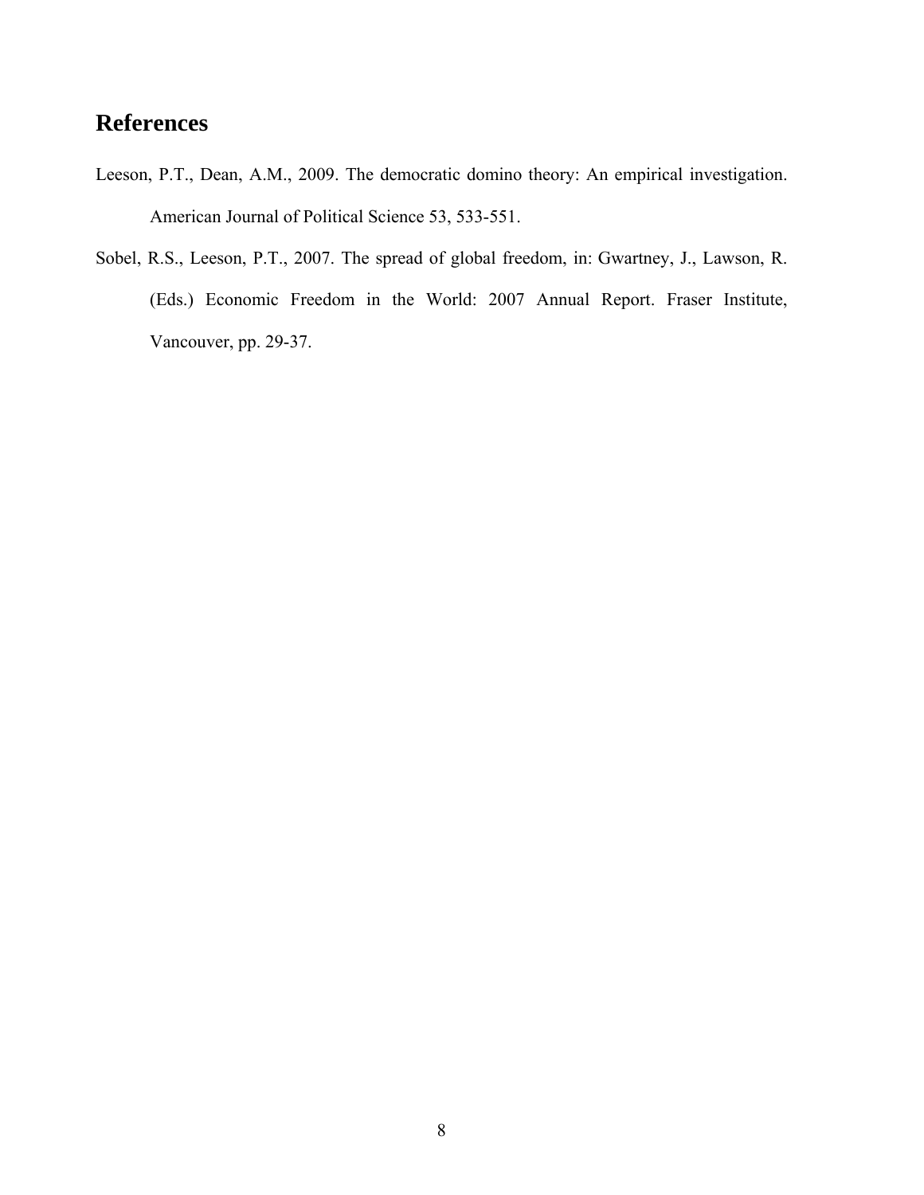## References

Leeson, P.T., Dean, A.M., 2009. The democratic domino theory: An empirical investigation. American Journal of Political Science 53, 533-551.

Sobel, R.S., Leeson, P.T., 2007. The spread of global freedom, in: Gwartney, J., Lawson, R. (Eds.) Economic Freedom in the World: 2007 Annual Report. Fraser Institute, Vancouver, pp. 29-37.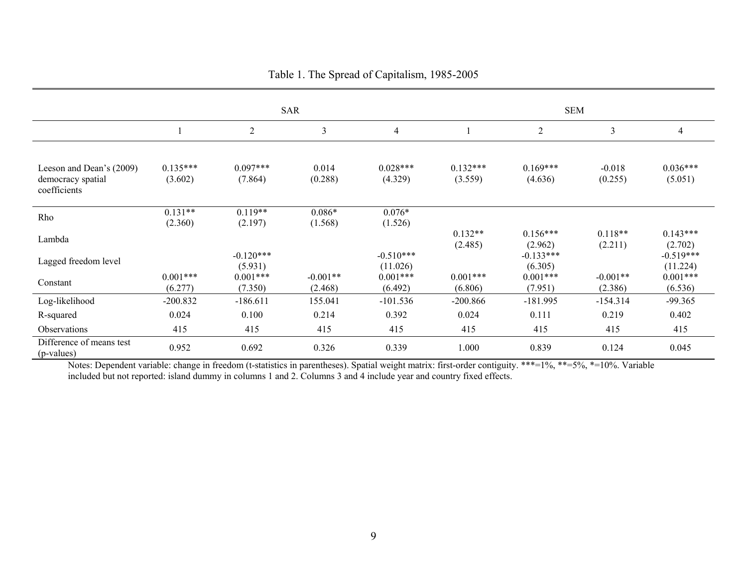Table 1. The Spread of Capitalism, 1985-2005

| | SAR | | | | SEM | | | |
|---|---|---|---|---|---|---|---|---|
| | 1 | 2 | 3 | 4 | 1 | 2 | 3 | 4 |
| Leeson and Dean's (2009) democracy spatial coefficients | 0.135*** (3.602) | 0.097*** (7.864) | 0.014 (0.288) | 0.028*** (4.329) | 0.132*** (3.559) | 0.169*** (4.636) | -0.018 (0.255) | 0.036*** (5.051) |
| Rho | 0.131** (2.360) | 0.119** (2.197) | 0.086* (1.568) | 0.076* (1.526) | | | | |
| Lambda | | | | | 0.132** (2.485) | 0.156*** (2.962) | 0.118** (2.211) | 0.143*** (2.702) |
| Lagged freedom level | | -0.120*** (5.931) | | -0.510*** (11.026) | | -0.133*** (6.305) | | -0.519*** (11.224) |
| Constant | 0.001*** (6.277) | 0.001*** (7.350) | -0.001** (2.468) | 0.001*** (6.492) | 0.001*** (6.806) | 0.001*** (7.951) | -0.001** (2.386) | 0.001*** (6.536) |
| Log-likelihood | -200.832 | -186.611 | 155.041 | -101.536 | -200.866 | -181.995 | -154.314 | -99.365 |
| R-squared | 0.024 | 0.100 | 0.214 | 0.392 | 0.024 | 0.111 | 0.219 | 0.402 |
| Observations | 415 | 415 | 415 | 415 | 415 | 415 | 415 | 415 |
| Difference of means test (p-values) | 0.952 | 0.692 | 0.326 | 0.339 | 1.000 | 0.839 | 0.124 | 0.045 |

Notes: Dependent variable: change in freedom (t-statistics in parentheses). Spatial weight matrix: first-order contiguity. ***=1%, **=5%, *=10%. Variable included but not reported: island dummy in columns 1 and 2. Columns 3 and 4 include year and country fixed effects.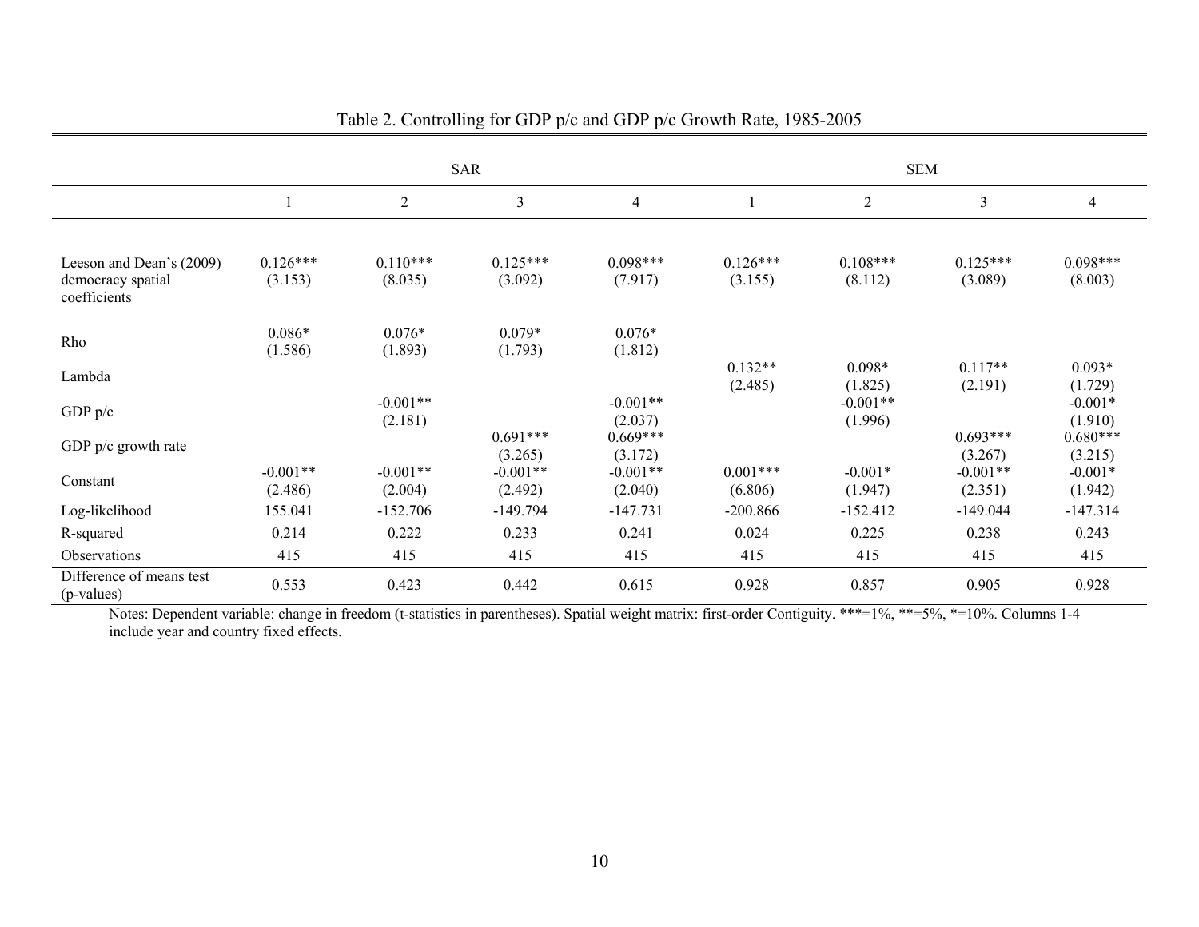Table 2. Controlling for GDP p/c and GDP p/c Growth Rate, 1985-2005

| | SAR | | | | SEM | | | |
|---|---|---|---|---|---|---|---|---|
| | 1 | 2 | 3 | 4 | 1 | 2 | 3 | 4 |
| Leeson and Dean's (2009) democracy spatial coefficients | 0.126*** (3.153) | 0.110*** (8.035) | 0.125*** (3.092) | 0.098*** (7.917) | 0.126*** (3.155) | 0.108*** (8.112) | 0.125*** (3.089) | 0.098*** (8.003) |
| Rho | 0.086* (1.586) | 0.076* (1.893) | 0.079* (1.793) | 0.076* (1.812) | | | | |
| Lambda | | | | | 0.132** (2.485) | 0.098* (1.825) | 0.117** (2.191) | 0.093* (1.729) |
| GDP p/c | | -0.001** (2.181) | | -0.001** (2.037) | | -0.001** (1.996) | | -0.001* (1.910) |
| GDP p/c growth rate | | | 0.691*** (3.265) | 0.669*** (3.172) | | | 0.693*** (3.267) | 0.680*** (3.215) |
| Constant | -0.001** (2.486) | -0.001** (2.004) | -0.001** (2.492) | -0.001** (2.040) | 0.001*** (6.806) | -0.001* (1.947) | -0.001** (2.351) | -0.001* (1.942) |
| Log-likelihood | 155.041 | -152.706 | -149.794 | -147.731 | -200.866 | -152.412 | -149.044 | -147.314 |
| R-squared | 0.214 | 0.222 | 0.233 | 0.241 | 0.024 | 0.225 | 0.238 | 0.243 |
| Observations | 415 | 415 | 415 | 415 | 415 | 415 | 415 | 415 |
| Difference of means test (p-values) | 0.553 | 0.423 | 0.442 | 0.615 | 0.928 | 0.857 | 0.905 | 0.928 |

Notes: Dependent variable: change in freedom (t-statistics in parentheses). Spatial weight matrix: first-order Contiguity. ***=1%, **=5%, *=10%. Columns 1-4 include year and country fixed effects.